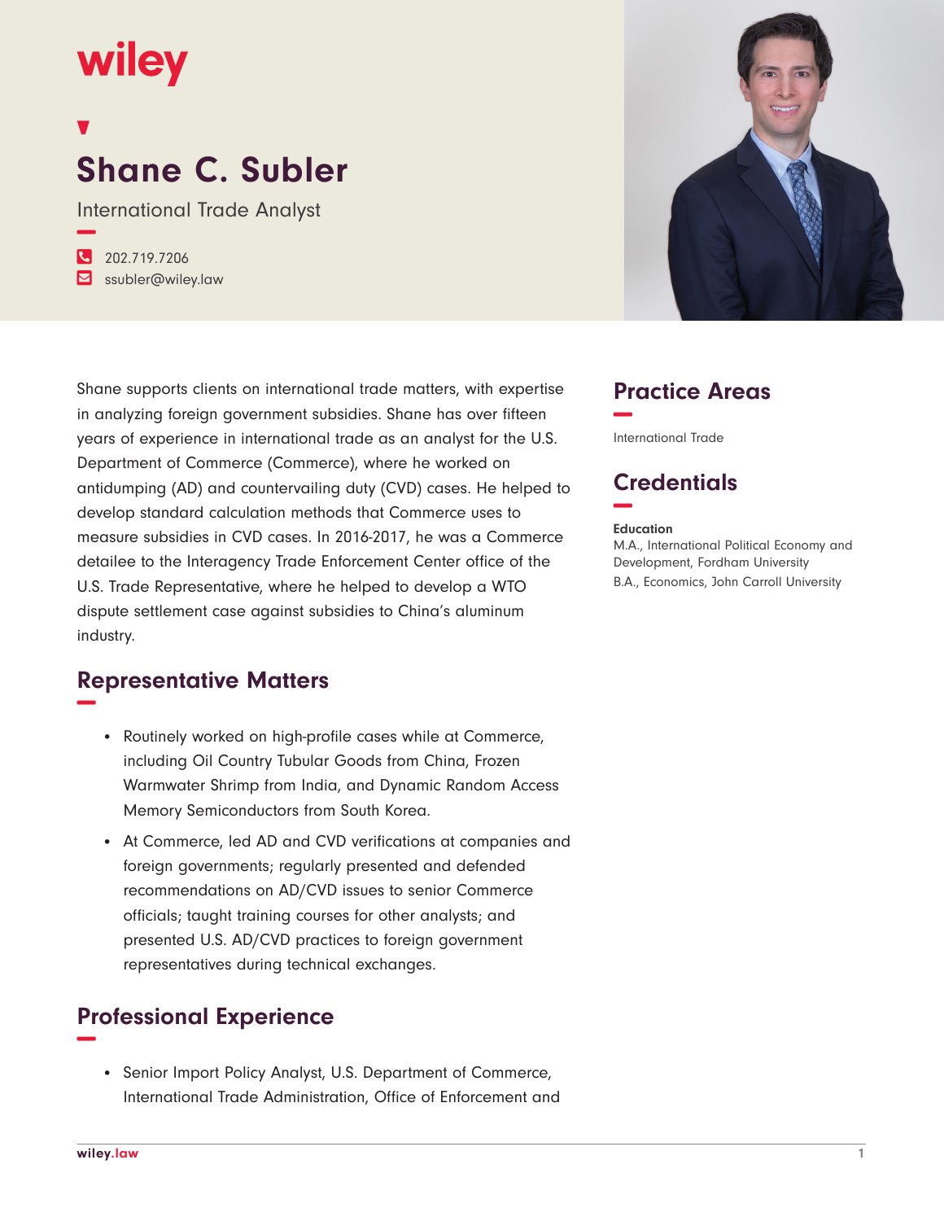wiley

# Shane C. Subler

International Trade Analyst

202.719.7206
ssubler@wiley.law

Shane supports clients on international trade matters, with expertise in analyzing foreign government subsidies. Shane has over fifteen years of experience in international trade as an analyst for the U.S. Department of Commerce (Commerce), where he worked on antidumping (AD) and countervailing duty (CVD) cases. He helped to develop standard calculation methods that Commerce uses to measure subsidies in CVD cases. In 2016-2017, he was a Commerce detailee to the Interagency Trade Enforcement Center office of the U.S. Trade Representative, where he helped to develop a WTO dispute settlement case against subsidies to China's aluminum industry.

## Practice Areas

International Trade

## Credentials

**Education**

M.A., International Political Economy and Development, Fordham University

B.A., Economics, John Carroll University

## Representative Matters

- Routinely worked on high-profile cases while at Commerce, including Oil Country Tubular Goods from China, Frozen Warmwater Shrimp from India, and Dynamic Random Access Memory Semiconductors from South Korea.
- At Commerce, led AD and CVD verifications at companies and foreign governments; regularly presented and defended recommendations on AD/CVD issues to senior Commerce officials; taught training courses for other analysts; and presented U.S. AD/CVD practices to foreign government representatives during technical exchanges.

## Professional Experience

- Senior Import Policy Analyst, U.S. Department of Commerce, International Trade Administration, Office of Enforcement and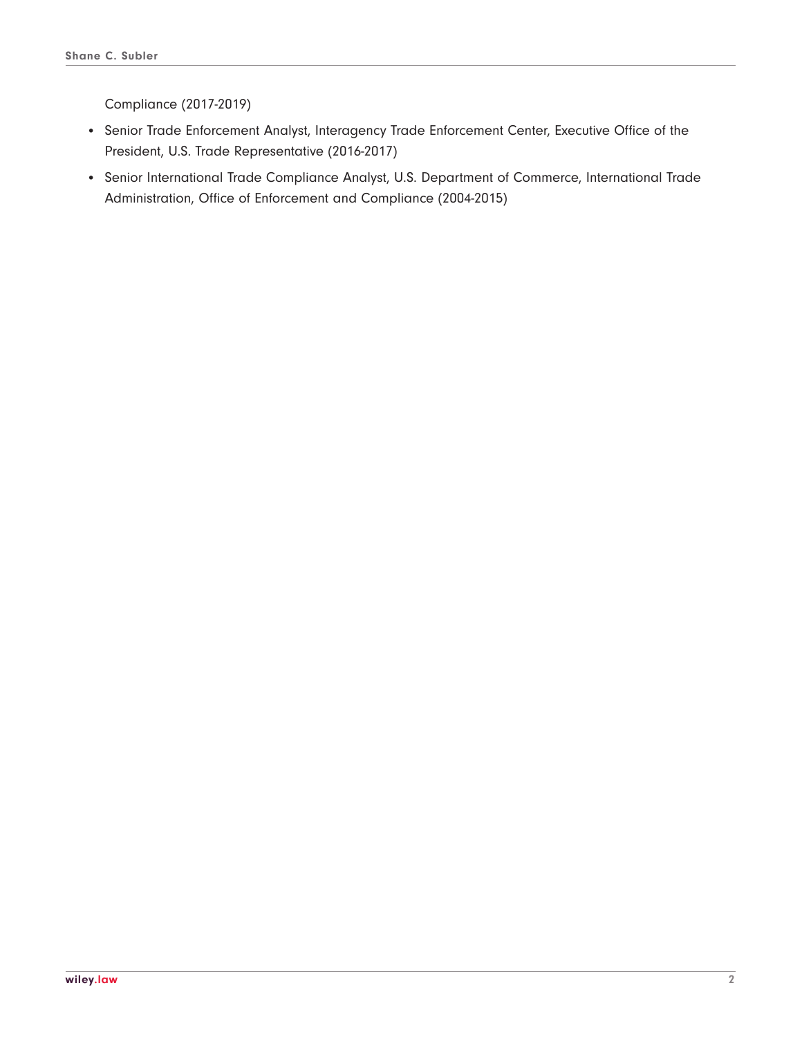Compliance (2017-2019)

- Senior Trade Enforcement Analyst, Interagency Trade Enforcement Center, Executive Office of the President, U.S. Trade Representative (2016-2017)
- Senior International Trade Compliance Analyst, U.S. Department of Commerce, International Trade Administration, Office of Enforcement and Compliance (2004-2015)